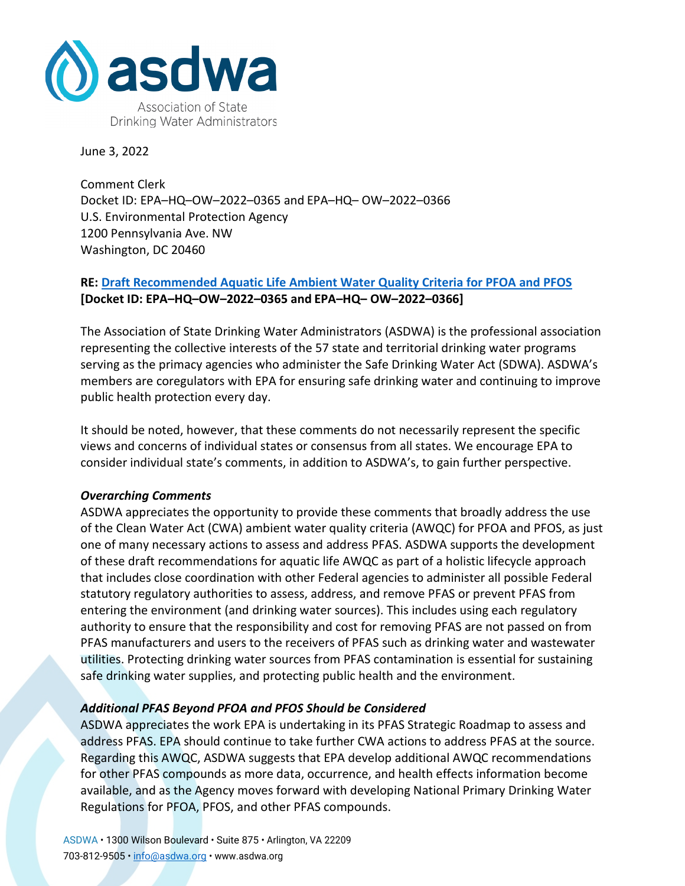June 3, 2022

Comment Clerk
Docket ID: EPA–HQ–OW–2022–0365 and EPA–HQ– OW–2022–0366
U.S. Environmental Protection Agency
1200 Pennsylvania Ave. NW
Washington, DC 20460

**RE: Draft Recommended Aquatic Life Ambient Water Quality Criteria for PFOA and PFOS [Docket ID: EPA–HQ–OW–2022–0365 and EPA–HQ– OW–2022–0366]**

The Association of State Drinking Water Administrators (ASDWA) is the professional association representing the collective interests of the 57 state and territorial drinking water programs serving as the primacy agencies who administer the Safe Drinking Water Act (SDWA). ASDWA's members are coregulators with EPA for ensuring safe drinking water and continuing to improve public health protection every day.

It should be noted, however, that these comments do not necessarily represent the specific views and concerns of individual states or consensus from all states. We encourage EPA to consider individual state's comments, in addition to ASDWA's, to gain further perspective.

***Overarching Comments***

ASDWA appreciates the opportunity to provide these comments that broadly address the use of the Clean Water Act (CWA) ambient water quality criteria (AWQC) for PFOA and PFOS, as just one of many necessary actions to assess and address PFAS. ASDWA supports the development of these draft recommendations for aquatic life AWQC as part of a holistic lifecycle approach that includes close coordination with other Federal agencies to administer all possible Federal statutory regulatory authorities to assess, address, and remove PFAS or prevent PFAS from entering the environment (and drinking water sources). This includes using each regulatory authority to ensure that the responsibility and cost for removing PFAS are not passed on from PFAS manufacturers and users to the receivers of PFAS such as drinking water and wastewater utilities. Protecting drinking water sources from PFAS contamination is essential for sustaining safe drinking water supplies, and protecting public health and the environment.

***Additional PFAS Beyond PFOA and PFOS Should be Considered***

ASDWA appreciates the work EPA is undertaking in its PFAS Strategic Roadmap to assess and address PFAS. EPA should continue to take further CWA actions to address PFAS at the source. Regarding this AWQC, ASDWA suggests that EPA develop additional AWQC recommendations for other PFAS compounds as more data, occurrence, and health effects information become available, and as the Agency moves forward with developing National Primary Drinking Water Regulations for PFOA, PFOS, and other PFAS compounds.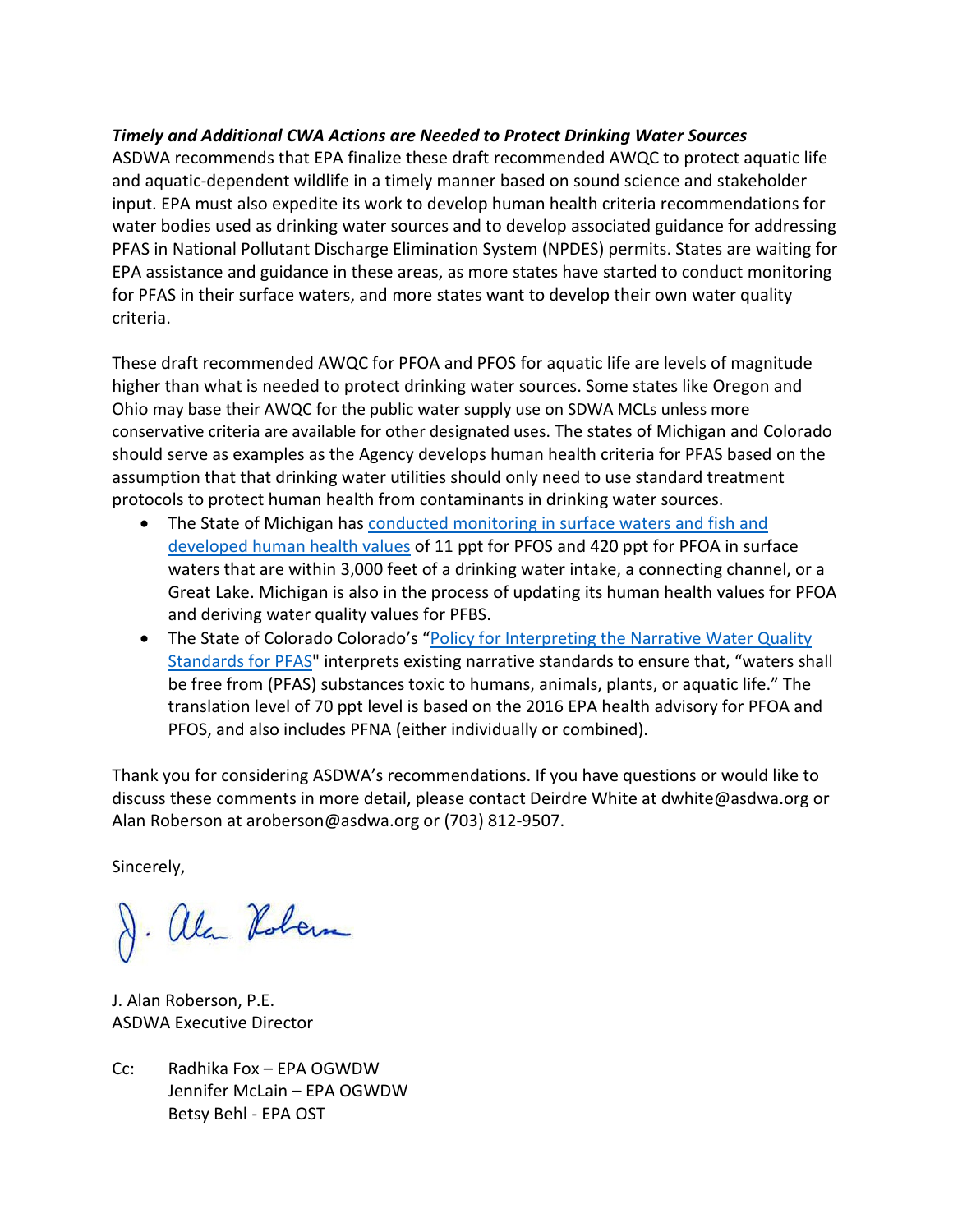***Timely and Additional CWA Actions are Needed to Protect Drinking Water Sources***

ASDWA recommends that EPA finalize these draft recommended AWQC to protect aquatic life and aquatic-dependent wildlife in a timely manner based on sound science and stakeholder input. EPA must also expedite its work to develop human health criteria recommendations for water bodies used as drinking water sources and to develop associated guidance for addressing PFAS in National Pollutant Discharge Elimination System (NPDES) permits. States are waiting for EPA assistance and guidance in these areas, as more states have started to conduct monitoring for PFAS in their surface waters, and more states want to develop their own water quality criteria.

These draft recommended AWQC for PFOA and PFOS for aquatic life are levels of magnitude higher than what is needed to protect drinking water sources. Some states like Oregon and Ohio may base their AWQC for the public water supply use on SDWA MCLs unless more conservative criteria are available for other designated uses. The states of Michigan and Colorado should serve as examples as the Agency develops human health criteria for PFAS based on the assumption that that drinking water utilities should only need to use standard treatment protocols to protect human health from contaminants in drinking water sources.

- The State of Michigan has conducted monitoring in surface waters and fish and developed human health values of 11 ppt for PFOS and 420 ppt for PFOA in surface waters that are within 3,000 feet of a drinking water intake, a connecting channel, or a Great Lake. Michigan is also in the process of updating its human health values for PFOA and deriving water quality values for PFBS.
- The State of Colorado Colorado's "Policy for Interpreting the Narrative Water Quality Standards for PFAS" interprets existing narrative standards to ensure that, "waters shall be free from (PFAS) substances toxic to humans, animals, plants, or aquatic life." The translation level of 70 ppt level is based on the 2016 EPA health advisory for PFOA and PFOS, and also includes PFNA (either individually or combined).

Thank you for considering ASDWA's recommendations. If you have questions or would like to discuss these comments in more detail, please contact Deirdre White at dwhite@asdwa.org or Alan Roberson at aroberson@asdwa.org or (703) 812-9507.

Sincerely,

J. Alan Roberson

J. Alan Roberson, P.E.
ASDWA Executive Director

Cc: Radhika Fox – EPA OGWDW
Jennifer McLain – EPA OGWDW
Betsy Behl - EPA OST